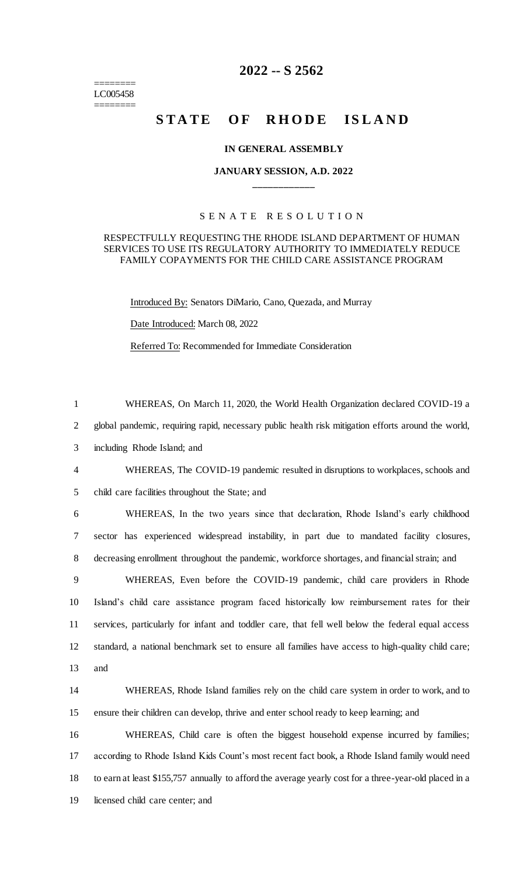========
LC005458
========

# 2022 -- S 2562

# STATE OF RHODE ISLAND

### IN GENERAL ASSEMBLY

### JANUARY SESSION, A.D. 2022

## SENATE RESOLUTION

RESPECTFULLY REQUESTING THE RHODE ISLAND DEPARTMENT OF HUMAN SERVICES TO USE ITS REGULATORY AUTHORITY TO IMMEDIATELY REDUCE FAMILY COPAYMENTS FOR THE CHILD CARE ASSISTANCE PROGRAM

Introduced By: Senators DiMario, Cano, Quezada, and Murray

Date Introduced: March 08, 2022

Referred To: Recommended for Immediate Consideration

WHEREAS, On March 11, 2020, the World Health Organization declared COVID-19 a global pandemic, requiring rapid, necessary public health risk mitigation efforts around the world, including Rhode Island; and

WHEREAS, The COVID-19 pandemic resulted in disruptions to workplaces, schools and child care facilities throughout the State; and

WHEREAS, In the two years since that declaration, Rhode Island's early childhood sector has experienced widespread instability, in part due to mandated facility closures, decreasing enrollment throughout the pandemic, workforce shortages, and financial strain; and

WHEREAS, Even before the COVID-19 pandemic, child care providers in Rhode Island's child care assistance program faced historically low reimbursement rates for their services, particularly for infant and toddler care, that fell well below the federal equal access standard, a national benchmark set to ensure all families have access to high-quality child care; and

WHEREAS, Rhode Island families rely on the child care system in order to work, and to ensure their children can develop, thrive and enter school ready to keep learning; and

WHEREAS, Child care is often the biggest household expense incurred by families; according to Rhode Island Kids Count's most recent fact book, a Rhode Island family would need to earn at least $155,757 annually to afford the average yearly cost for a three-year-old placed in a licensed child care center; and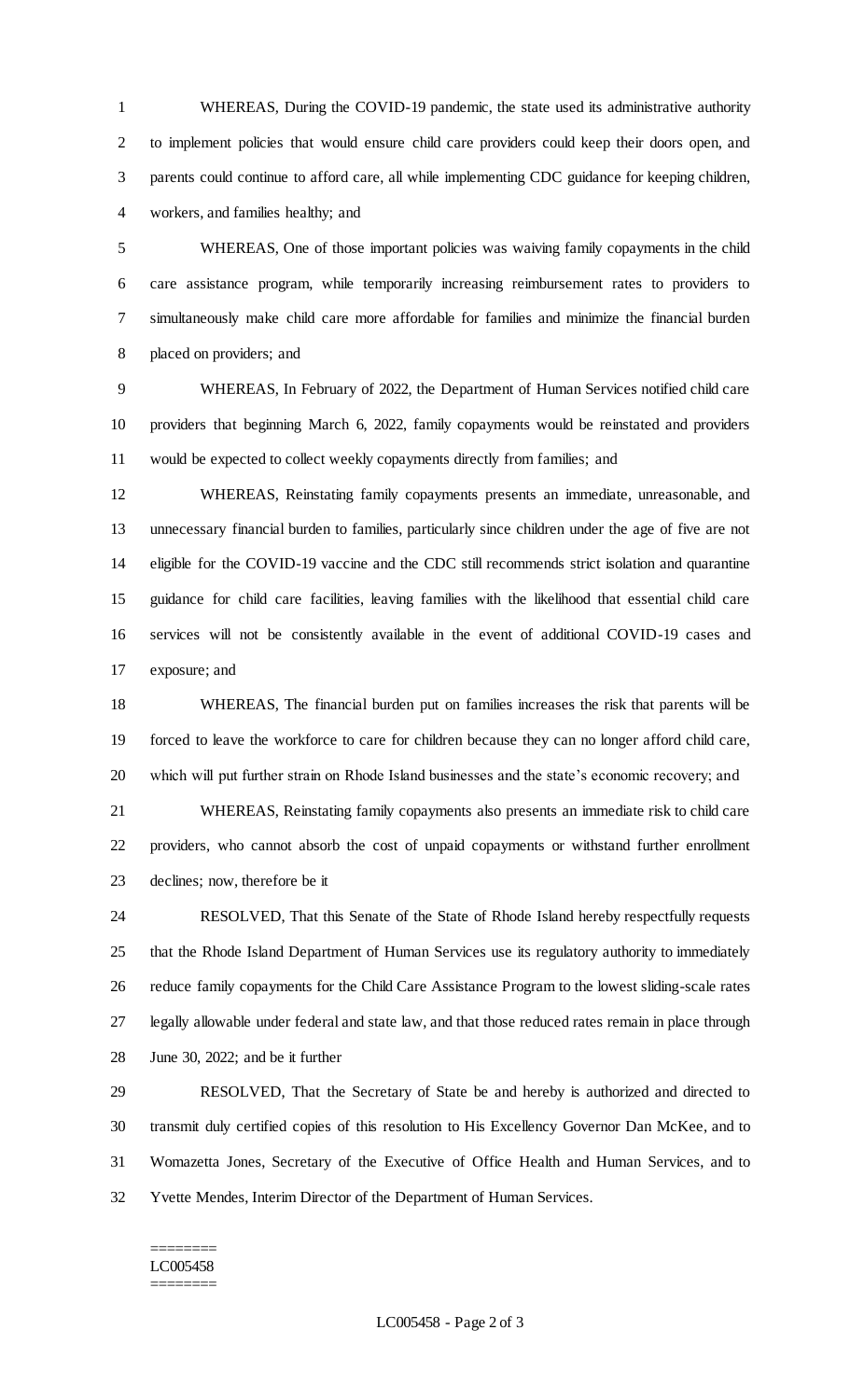WHEREAS, During the COVID-19 pandemic, the state used its administrative authority to implement policies that would ensure child care providers could keep their doors open, and parents could continue to afford care, all while implementing CDC guidance for keeping children, workers, and families healthy; and

WHEREAS, One of those important policies was waiving family copayments in the child care assistance program, while temporarily increasing reimbursement rates to providers to simultaneously make child care more affordable for families and minimize the financial burden placed on providers; and

WHEREAS, In February of 2022, the Department of Human Services notified child care providers that beginning March 6, 2022, family copayments would be reinstated and providers would be expected to collect weekly copayments directly from families; and

WHEREAS, Reinstating family copayments presents an immediate, unreasonable, and unnecessary financial burden to families, particularly since children under the age of five are not eligible for the COVID-19 vaccine and the CDC still recommends strict isolation and quarantine guidance for child care facilities, leaving families with the likelihood that essential child care services will not be consistently available in the event of additional COVID-19 cases and exposure; and

WHEREAS, The financial burden put on families increases the risk that parents will be forced to leave the workforce to care for children because they can no longer afford child care, which will put further strain on Rhode Island businesses and the state's economic recovery; and

WHEREAS, Reinstating family copayments also presents an immediate risk to child care providers, who cannot absorb the cost of unpaid copayments or withstand further enrollment declines; now, therefore be it

RESOLVED, That this Senate of the State of Rhode Island hereby respectfully requests that the Rhode Island Department of Human Services use its regulatory authority to immediately reduce family copayments for the Child Care Assistance Program to the lowest sliding-scale rates legally allowable under federal and state law, and that those reduced rates remain in place through June 30, 2022; and be it further

RESOLVED, That the Secretary of State be and hereby is authorized and directed to transmit duly certified copies of this resolution to His Excellency Governor Dan McKee, and to Womazetta Jones, Secretary of the Executive of Office Health and Human Services, and to Yvette Mendes, Interim Director of the Department of Human Services.

========
LC005458
========